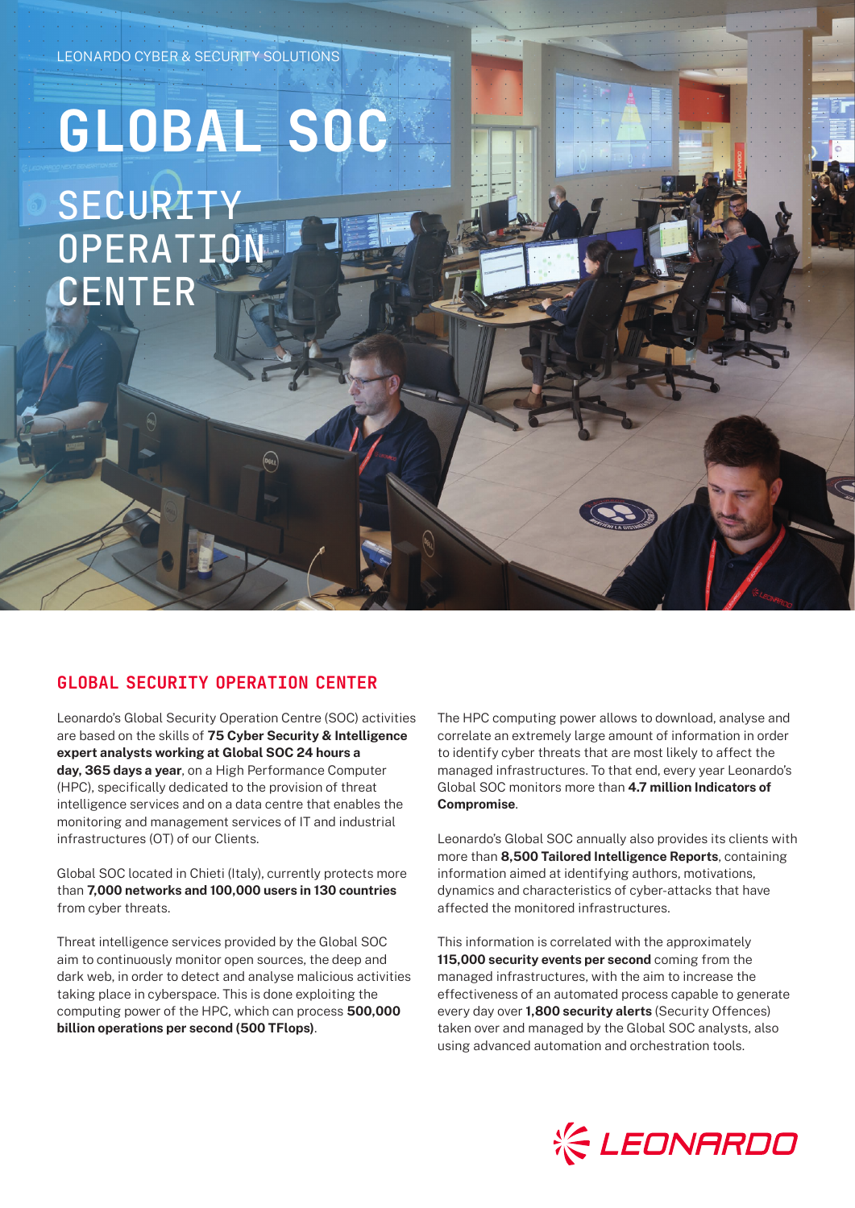LEONARDO CYBER & SECURITY SOLUTIONS

# GLOBAL SOC

# SECURITY OPERATION CENTER

## GLOBAL SECURITY OPERATION CENTER

Leonardo's Global Security Operation Centre (SOC) activities are based on the skills of **75 Cyber Security & Intelligence expert analysts working at Global SOC 24 hours a day, 365 days a year**, on a High Performance Computer (HPC), specifically dedicated to the provision of threat intelligence services and on a data centre that enables the monitoring and management services of IT and industrial infrastructures (OT) of our Clients.

Global SOC located in Chieti (Italy), currently protects more than **7,000 networks and 100,000 users in 130 countries** from cyber threats.

Threat intelligence services provided by the Global SOC aim to continuously monitor open sources, the deep and dark web, in order to detect and analyse malicious activities taking place in cyberspace. This is done exploiting the computing power of the HPC, which can process **500,000 billion operations per second (500 TFlops)**.

The HPC computing power allows to download, analyse and correlate an extremely large amount of information in order to identify cyber threats that are most likely to affect the managed infrastructures. To that end, every year Leonardo's Global SOC monitors more than **4.7 million Indicators of Compromise**.

Leonardo's Global SOC annually also provides its clients with more than **8,500 Tailored Intelligence Reports**, containing information aimed at identifying authors, motivations, dynamics and characteristics of cyber-attacks that have affected the monitored infrastructures.

This information is correlated with the approximately **115,000 security events per second** coming from the managed infrastructures, with the aim to increase the effectiveness of an automated process capable to generate every day over **1,800 security alerts** (Security Offences) taken over and managed by the Global SOC analysts, also using advanced automation and orchestration tools.

LEONARDO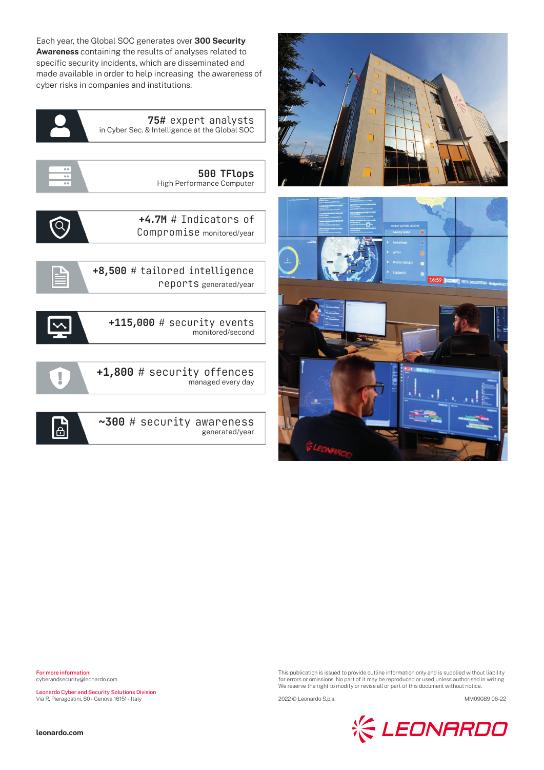Each year, the Global SOC generates over **300 Security Awareness** containing the results of analyses related to specific security incidents, which are disseminated and made available in order to help increasing the awareness of cyber risks in companies and institutions.

**75#** expert analysts
in Cyber Sec. & Intelligence at the Global SOC

**500 TFlops**
High Performance Computer

**+4.7M** # Indicators of Compromise monitored/year

**+8,500** # tailored intelligence reports generated/year

**+115,000** # security events
monitored/second

**+1,800** # security offences
managed every day

**~300** # security awareness
generated/year

For more information:
cyberandsecurity@leonardo.com

Leonardo Cyber and Security Solutions Division
Via R. Pieragostini, 80 - Genova 16151 - Italy

**leonardo.com**

This publication is issued to provide outline information only and is supplied without liability for errors or omissions. No part of it may be reproduced or used unless authorised in writing. We reserve the right to modify or revise all or part of this document without notice.

2022 © Leonardo S.p.a.

MM09089 06-22

LEONARDO